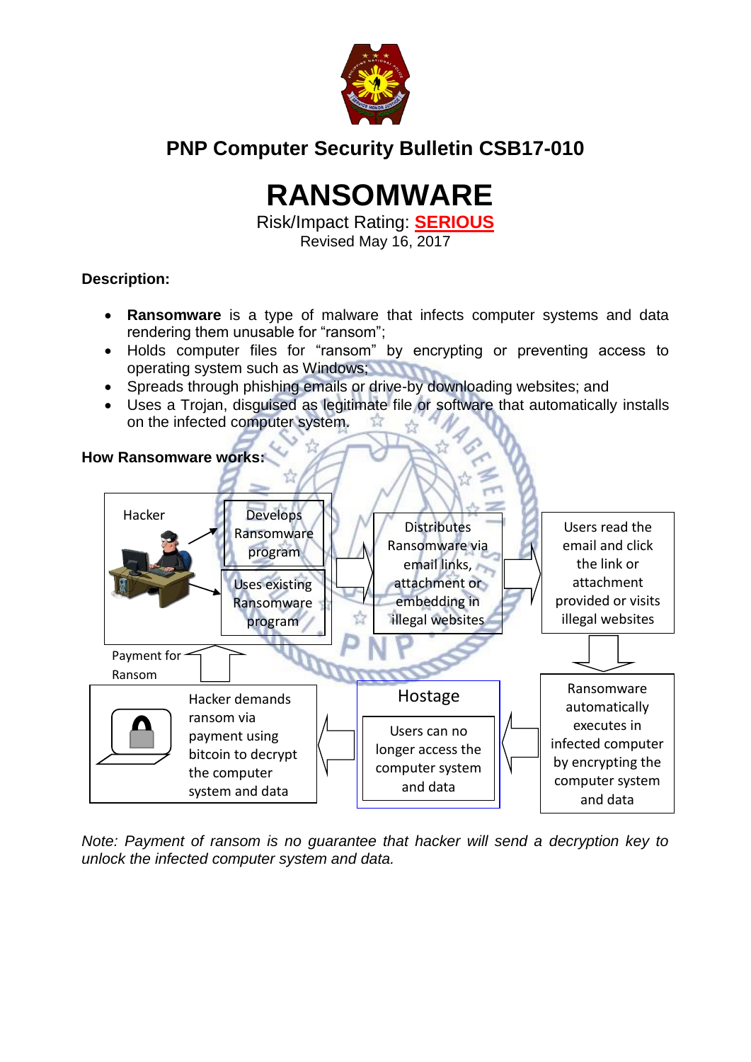## PNP Computer Security Bulletin CSB17-010

# RANSOMWARE

Risk/Impact Rating: **SERIOUS**

Revised May 16, 2017

**Description:**

- **Ransomware** is a type of malware that infects computer systems and data rendering them unusable for "ransom";
- Holds computer files for "ransom" by encrypting or preventing access to operating system such as Windows;
- Spreads through phishing emails or drive-by downloading websites; and
- Uses a Trojan, disguised as legitimate file or software that automatically installs on the infected computer system.

**How Ransomware works:**

Hacker

Develops Ransomware program

Uses existing Ransomware program

Distributes Ransomware via email links, attachment or embedding in illegal websites

Users read the email and click the link or attachment provided or visits illegal websites

Ransomware automatically executes in infected computer by encrypting the computer system and data

Hostage

Users can no longer access the computer system and data

Hacker demands ransom via payment using bitcoin to decrypt the computer system and data

Payment for Ransom

*Note: Payment of ransom is no guarantee that hacker will send a decryption key to unlock the infected computer system and data.*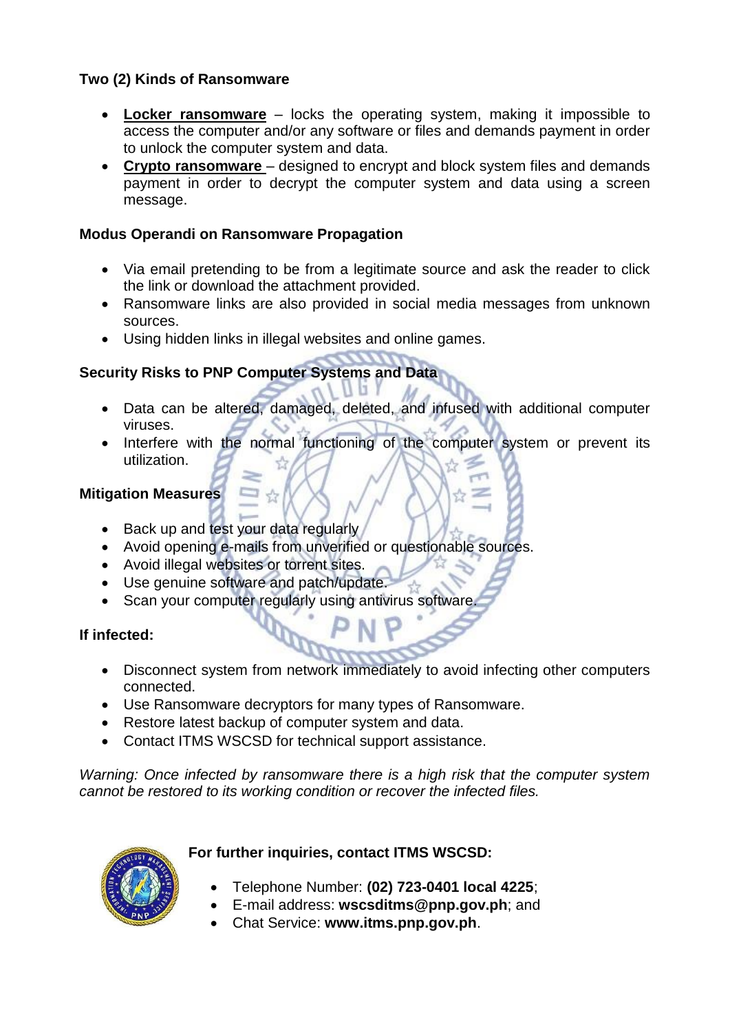**Two (2) Kinds of Ransomware**

- **Locker ransomware** – locks the operating system, making it impossible to access the computer and/or any software or files and demands payment in order to unlock the computer system and data.
- **Crypto ransomware** – designed to encrypt and block system files and demands payment in order to decrypt the computer system and data using a screen message.

**Modus Operandi on Ransomware Propagation**

- Via email pretending to be from a legitimate source and ask the reader to click the link or download the attachment provided.
- Ransomware links are also provided in social media messages from unknown sources.
- Using hidden links in illegal websites and online games.

**Security Risks to PNP Computer Systems and Data**

- Data can be altered, damaged, deleted, and infused with additional computer viruses.
- Interfere with the normal functioning of the computer system or prevent its utilization.

**Mitigation Measures**

- Back up and test your data regularly
- Avoid opening e-mails from unverified or questionable sources.
- Avoid illegal websites or torrent sites.
- Use genuine software and patch/update.
- Scan your computer regularly using antivirus software.

**If infected:**

- Disconnect system from network immediately to avoid infecting other computers connected.
- Use Ransomware decryptors for many types of Ransomware.
- Restore latest backup of computer system and data.
- Contact ITMS WSCSD for technical support assistance.

*Warning: Once infected by ransomware there is a high risk that the computer system cannot be restored to its working condition or recover the infected files.*

**For further inquiries, contact ITMS WSCSD:**

- Telephone Number: **(02) 723-0401 local 4225**;
- E-mail address: **wscsditms@pnp.gov.ph**; and
- Chat Service: **www.itms.pnp.gov.ph**.